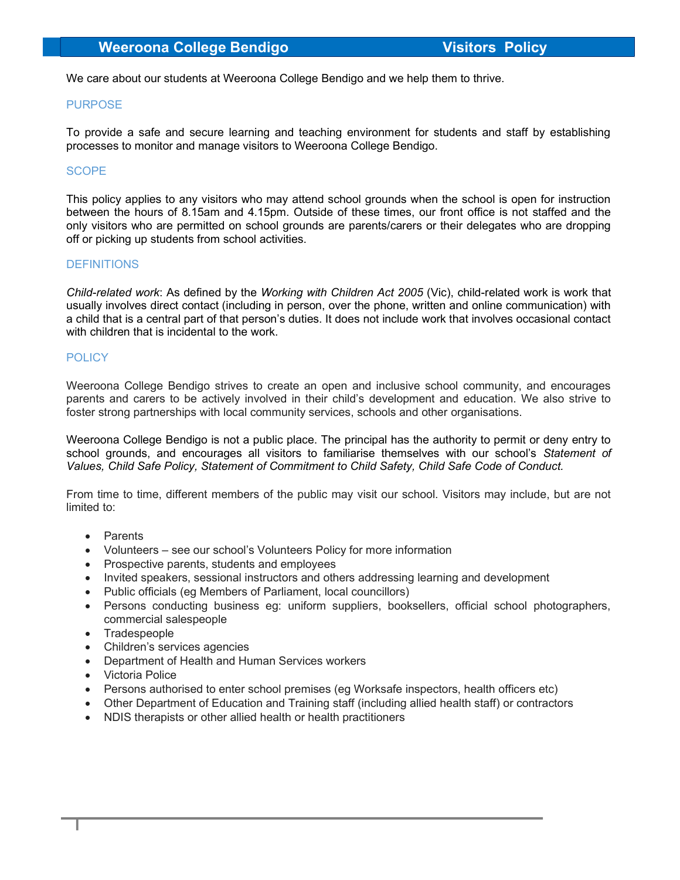# Weeroona College Bendigo — Visitors Policy

We care about our students at Weeroona College Bendigo and we help them to thrive.

## PURPOSE

To provide a safe and secure learning and teaching environment for students and staff by establishing processes to monitor and manage visitors to Weeroona College Bendigo.

## SCOPE

This policy applies to any visitors who may attend school grounds when the school is open for instruction between the hours of 8.15am and 4.15pm. Outside of these times, our front office is not staffed and the only visitors who are permitted on school grounds are parents/carers or their delegates who are dropping off or picking up students from school activities.

## DEFINITIONS

*Child-related work*: As defined by the *Working with Children Act 2005* (Vic), child-related work is work that usually involves direct contact (including in person, over the phone, written and online communication) with a child that is a central part of that person's duties. It does not include work that involves occasional contact with children that is incidental to the work.

## POLICY

Weeroona College Bendigo strives to create an open and inclusive school community, and encourages parents and carers to be actively involved in their child's development and education. We also strive to foster strong partnerships with local community services, schools and other organisations.

Weeroona College Bendigo is not a public place. The principal has the authority to permit or deny entry to school grounds, and encourages all visitors to familiarise themselves with our school's *Statement of Values, Child Safe Policy, Statement of Commitment to Child Safety, Child Safe Code of Conduct.*

From time to time, different members of the public may visit our school. Visitors may include, but are not limited to:

- Parents
- Volunteers – see our school's Volunteers Policy for more information
- Prospective parents, students and employees
- Invited speakers, sessional instructors and others addressing learning and development
- Public officials (eg Members of Parliament, local councillors)
- Persons conducting business eg: uniform suppliers, booksellers, official school photographers, commercial salespeople
- Tradespeople
- Children's services agencies
- Department of Health and Human Services workers
- Victoria Police
- Persons authorised to enter school premises (eg Worksafe inspectors, health officers etc)
- Other Department of Education and Training staff (including allied health staff) or contractors
- NDIS therapists or other allied health or health practitioners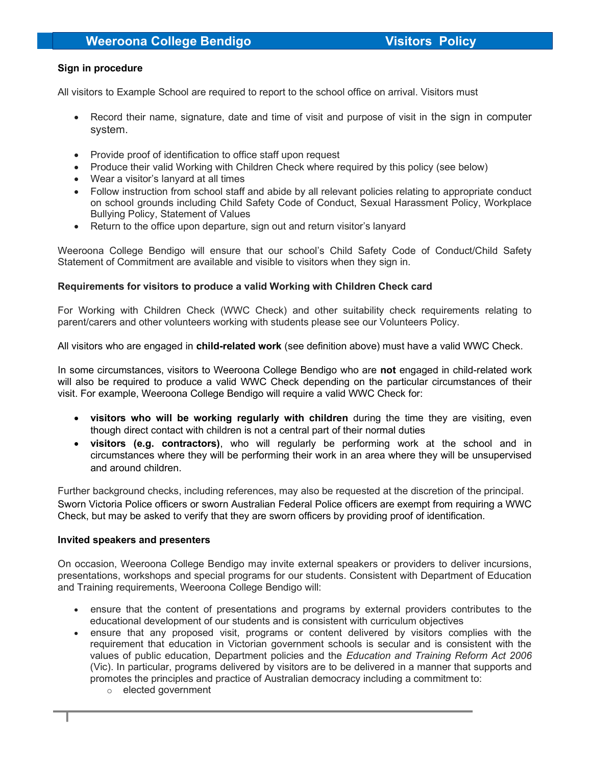**Sign in procedure**

All visitors to Example School are required to report to the school office on arrival. Visitors must

- Record their name, signature, date and time of visit and purpose of visit in the sign in computer system.

- Provide proof of identification to office staff upon request
- Produce their valid Working with Children Check where required by this policy (see below)
- Wear a visitor's lanyard at all times
- Follow instruction from school staff and abide by all relevant policies relating to appropriate conduct on school grounds including Child Safety Code of Conduct, Sexual Harassment Policy, Workplace Bullying Policy, Statement of Values
- Return to the office upon departure, sign out and return visitor's lanyard

Weeroona College Bendigo will ensure that our school's Child Safety Code of Conduct/Child Safety Statement of Commitment are available and visible to visitors when they sign in.

**Requirements for visitors to produce a valid Working with Children Check card**

For Working with Children Check (WWC Check) and other suitability check requirements relating to parent/carers and other volunteers working with students please see our Volunteers Policy.

All visitors who are engaged in **child-related work** (see definition above) must have a valid WWC Check.

In some circumstances, visitors to Weeroona College Bendigo who are **not** engaged in child-related work will also be required to produce a valid WWC Check depending on the particular circumstances of their visit. For example, Weeroona College Bendigo will require a valid WWC Check for:

- **visitors who will be working regularly with children** during the time they are visiting, even though direct contact with children is not a central part of their normal duties
- **visitors (e.g. contractors)**, who will regularly be performing work at the school and in circumstances where they will be performing their work in an area where they will be unsupervised and around children.

Further background checks, including references, may also be requested at the discretion of the principal. Sworn Victoria Police officers or sworn Australian Federal Police officers are exempt from requiring a WWC Check, but may be asked to verify that they are sworn officers by providing proof of identification.

**Invited speakers and presenters**

On occasion, Weeroona College Bendigo may invite external speakers or providers to deliver incursions, presentations, workshops and special programs for our students. Consistent with Department of Education and Training requirements, Weeroona College Bendigo will:

- ensure that the content of presentations and programs by external providers contributes to the educational development of our students and is consistent with curriculum objectives
- ensure that any proposed visit, programs or content delivered by visitors complies with the requirement that education in Victorian government schools is secular and is consistent with the values of public education, Department policies and the *Education and Training Reform Act 2006* (Vic). In particular, programs delivered by visitors are to be delivered in a manner that supports and promotes the principles and practice of Australian democracy including a commitment to:
  - elected government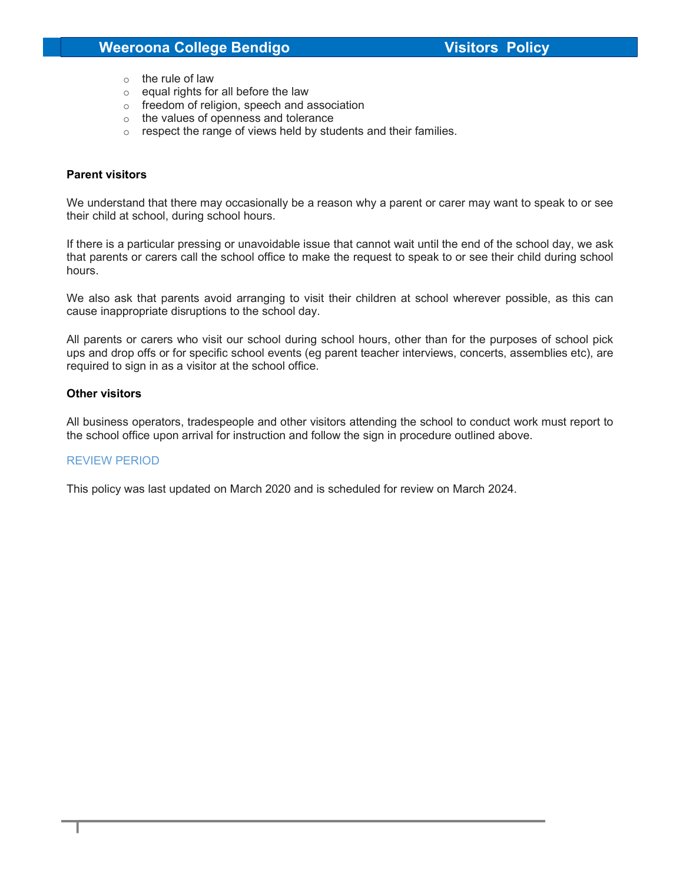- the rule of law
- equal rights for all before the law
- freedom of religion, speech and association
- the values of openness and tolerance
- respect the range of views held by students and their families.

**Parent visitors**

We understand that there may occasionally be a reason why a parent or carer may want to speak to or see their child at school, during school hours.

If there is a particular pressing or unavoidable issue that cannot wait until the end of the school day, we ask that parents or carers call the school office to make the request to speak to or see their child during school hours.

We also ask that parents avoid arranging to visit their children at school wherever possible, as this can cause inappropriate disruptions to the school day.

All parents or carers who visit our school during school hours, other than for the purposes of school pick ups and drop offs or for specific school events (eg parent teacher interviews, concerts, assemblies etc), are required to sign in as a visitor at the school office.

**Other visitors**

All business operators, tradespeople and other visitors attending the school to conduct work must report to the school office upon arrival for instruction and follow the sign in procedure outlined above.

## REVIEW PERIOD

This policy was last updated on March 2020 and is scheduled for review on March 2024.